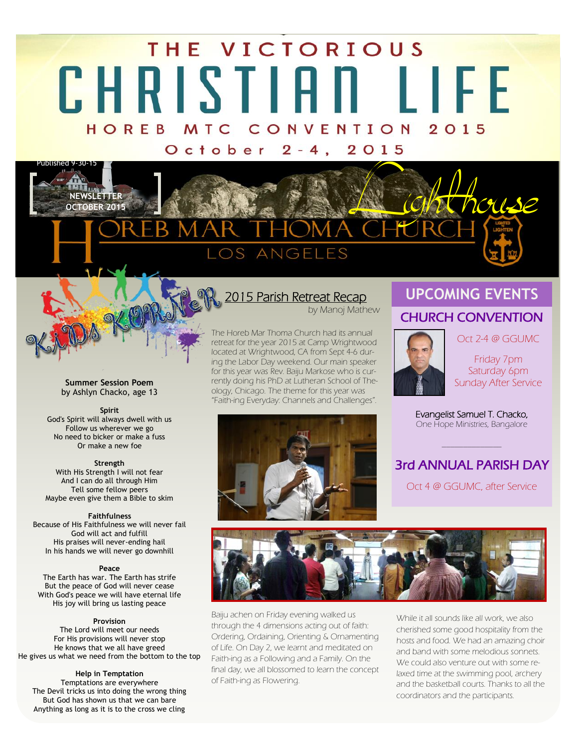# THE VICTORIOUS CHRISTIAN LIFE

## HOREB MTC CONVENTION 2015

October 2-4, 2015

Published 9-30-15

NEWSLETTER OCTOBER 2015

Lighthouse

HOREB MAR THOMA CHURCH

LOS ANGELES

## Kids Korner

**Summer Session Poem**
by Ashlyn Chacko, age 13

**Spirit**
God's Spirit will always dwell with us
Follow us wherever we go
No need to bicker or make a fuss
Or make a new foe

**Strength**
With His Strength I will not fear
And I can do all through Him
Tell some fellow peers
Maybe even give them a Bible to skim

**Faithfulness**
Because of His Faithfulness we will never fail
God will act and fulfill
His praises will never-ending hail
In his hands we will never go downhill

**Peace**
The Earth has war. The Earth has strife
But the peace of God will never cease
With God's peace we will have eternal life
His joy will bring us lasting peace

**Provision**
The Lord will meet our needs
For His provisions will never stop
He knows that we all have greed
He gives us what we need from the bottom to the top

**Help in Temptation**
Temptations are everywhere
The Devil tricks us into doing the wrong thing
But God has shown us that we can bare
Anything as long as it is to the cross we cling

## 2015 Parish Retreat Recap

by Manoj Mathew

The Horeb Mar Thoma Church had its annual retreat for the year 2015 at Camp Wrightwood located at Wrightwood, CA from Sept 4-6 during the Labor Day weekend. Our main speaker for this year was Rev. Baiju Markose who is currently doing his PhD at Lutheran School of Theology, Chicago. The theme for this year was "Faith-ing Everyday: Channels and Challenges".

Baiju achen on Friday evening walked us through the 4 dimensions acting out of faith: Ordering, Ordaining, Orienting & Ornamenting of Life. On Day 2, we learnt and meditated on Faith-ing as a Following and a Family. On the final day, we all blossomed to learn the concept of Faith-ing as Flowering.

While it all sounds like all work, we also cherished some good hospitality from the hosts and food. We had an amazing choir and band with some melodious sonnets. We could also venture out with some relaxed time at the swimming pool, archery and the basketball courts. Thanks to all the coordinators and the participants.

## UPCOMING EVENTS

### CHURCH CONVENTION

Oct 2-4 @ GGUMC

Friday 7pm
Saturday 6pm
Sunday After Service

Evangelist Samuel T. Chacko,
One Hope Ministries, Bangalore

### 3rd ANNUAL PARISH DAY

Oct 4 @ GGUMC, after Service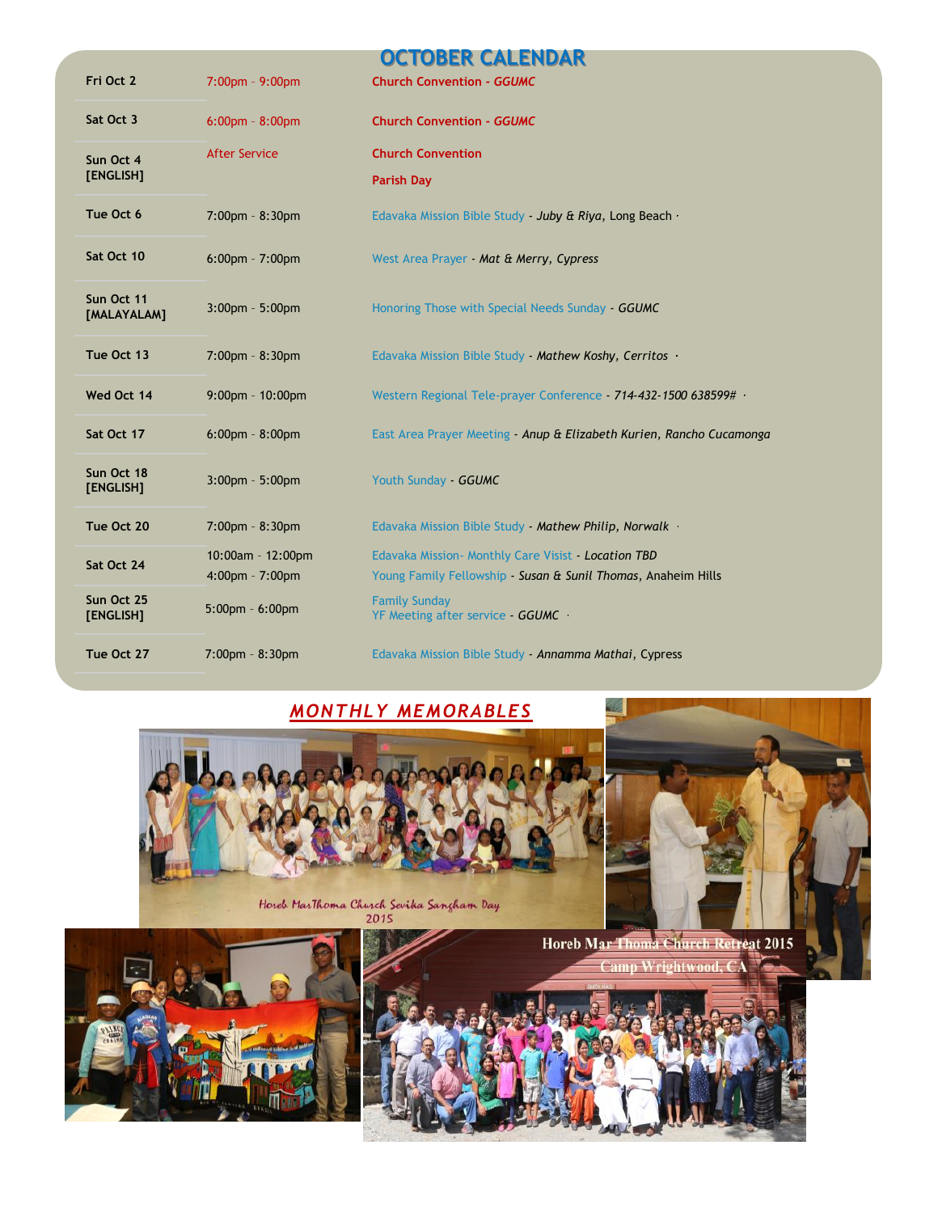## OCTOBER CALENDAR

| | | |
|---|---|---|
| Fri Oct 2 | 7:00pm – 9:00pm | **Church Convention - *GGUMC*** |
| Sat Oct 3 | 6:00pm – 8:00pm | **Church Convention - *GGUMC*** |
| Sun Oct 4 [ENGLISH] | After Service | **Church Convention** **Parish Day** |
| Tue Oct 6 | 7:00pm – 8:30pm | Edavaka Mission Bible Study - *Juby & Riya*, Long Beach |
| Sat Oct 10 | 6:00pm – 7:00pm | West Area Prayer - *Mat & Merry, Cypress* |
| Sun Oct 11 [MALAYALAM] | 3:00pm – 5:00pm | Honoring Those with Special Needs Sunday - *GGUMC* |
| Tue Oct 13 | 7:00pm – 8:30pm | Edavaka Mission Bible Study - *Mathew Koshy, Cerritos* |
| Wed Oct 14 | 9:00pm – 10:00pm | Western Regional Tele-prayer Conference - *714-432-1500 638599#* |
| Sat Oct 17 | 6:00pm – 8:00pm | East Area Prayer Meeting - *Anup & Elizabeth Kurien, Rancho Cucamonga* |
| Sun Oct 18 [ENGLISH] | 3:00pm – 5:00pm | Youth Sunday - *GGUMC* |
| Tue Oct 20 | 7:00pm – 8:30pm | Edavaka Mission Bible Study - *Mathew Philip, Norwalk* |
| Sat Oct 24 | 10:00am – 12:00pm 4:00pm – 7:00pm | Edavaka Mission- Monthly Care Visist - *Location TBD* Young Family Fellowship - *Susan & Sunil Thomas*, Anaheim Hills |
| Sun Oct 25 [ENGLISH] | 5:00pm – 6:00pm | Family Sunday YF Meeting after service - *GGUMC* |
| Tue Oct 27 | 7:00pm – 8:30pm | Edavaka Mission Bible Study - *Annamma Mathai*, Cypress |

## *MONTHLY MEMORABLES*

Horeb MarThoma Church Sevika Sangham Day 2015

Horeb Mar Thoma Church Retreat 2015 Camp Wrightwood, CA